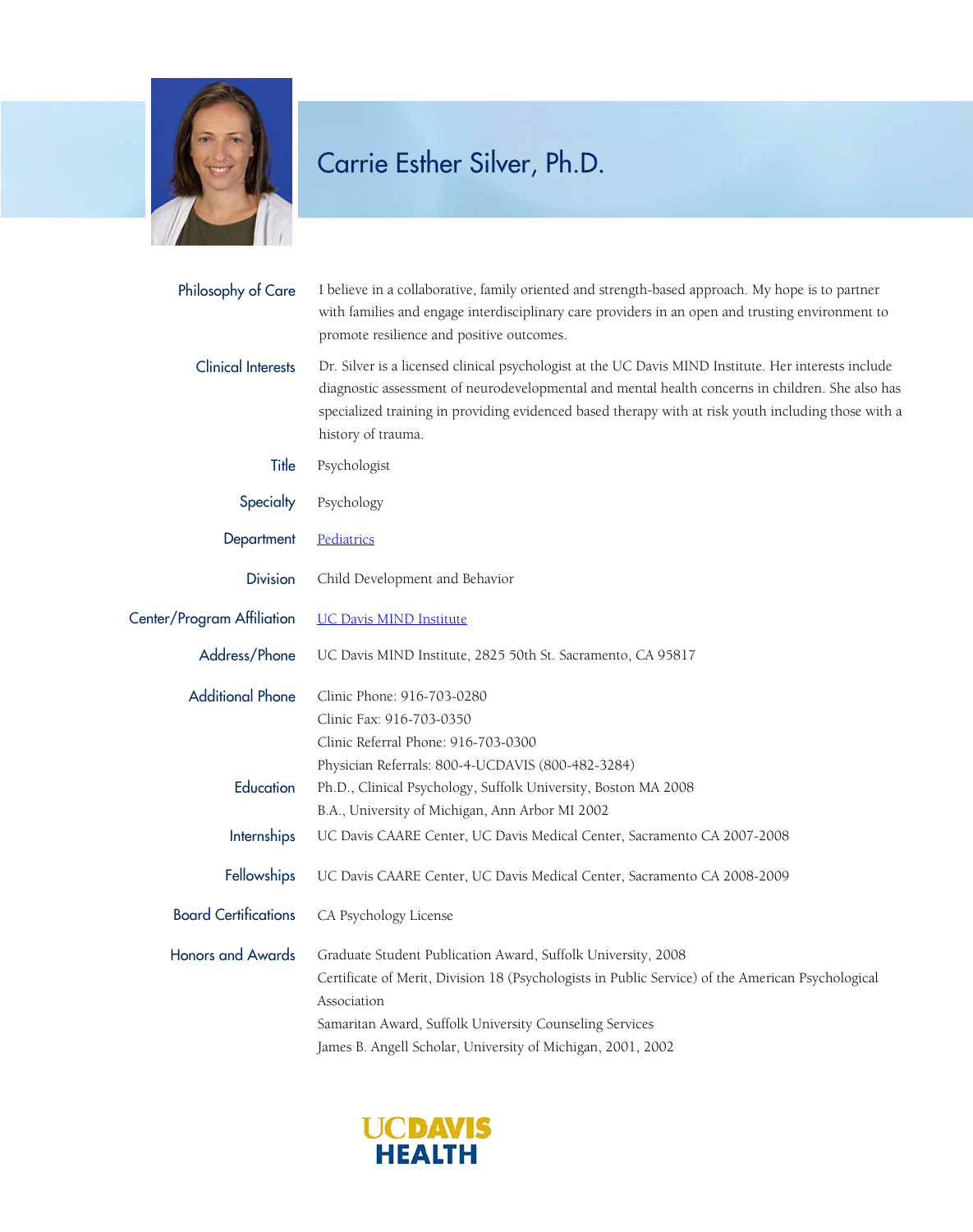# Carrie Esther Silver, Ph.D.

**Philosophy of Care**
I believe in a collaborative, family oriented and strength-based approach. My hope is to partner with families and engage interdisciplinary care providers in an open and trusting environment to promote resilience and positive outcomes.

**Clinical Interests**
Dr. Silver is a licensed clinical psychologist at the UC Davis MIND Institute. Her interests include diagnostic assessment of neurodevelopmental and mental health concerns in children. She also has specialized training in providing evidenced based therapy with at risk youth including those with a history of trauma.

**Title**
Psychologist

**Specialty**
Psychology

**Department**
Pediatrics

**Division**
Child Development and Behavior

**Center/Program Affiliation**
UC Davis MIND Institute

**Address/Phone**
UC Davis MIND Institute, 2825 50th St. Sacramento, CA 95817

**Additional Phone**
Clinic Phone: 916-703-0280
Clinic Fax: 916-703-0350
Clinic Referral Phone: 916-703-0300
Physician Referrals: 800-4-UCDAVIS (800-482-3284)

**Education**
Ph.D., Clinical Psychology, Suffolk University, Boston MA 2008
B.A., University of Michigan, Ann Arbor MI 2002

**Internships**
UC Davis CAARE Center, UC Davis Medical Center, Sacramento CA 2007-2008

**Fellowships**
UC Davis CAARE Center, UC Davis Medical Center, Sacramento CA 2008-2009

**Board Certifications**
CA Psychology License

**Honors and Awards**
Graduate Student Publication Award, Suffolk University, 2008
Certificate of Merit, Division 18 (Psychologists in Public Service) of the American Psychological Association
Samaritan Award, Suffolk University Counseling Services
James B. Angell Scholar, University of Michigan, 2001, 2002

UC DAVIS HEALTH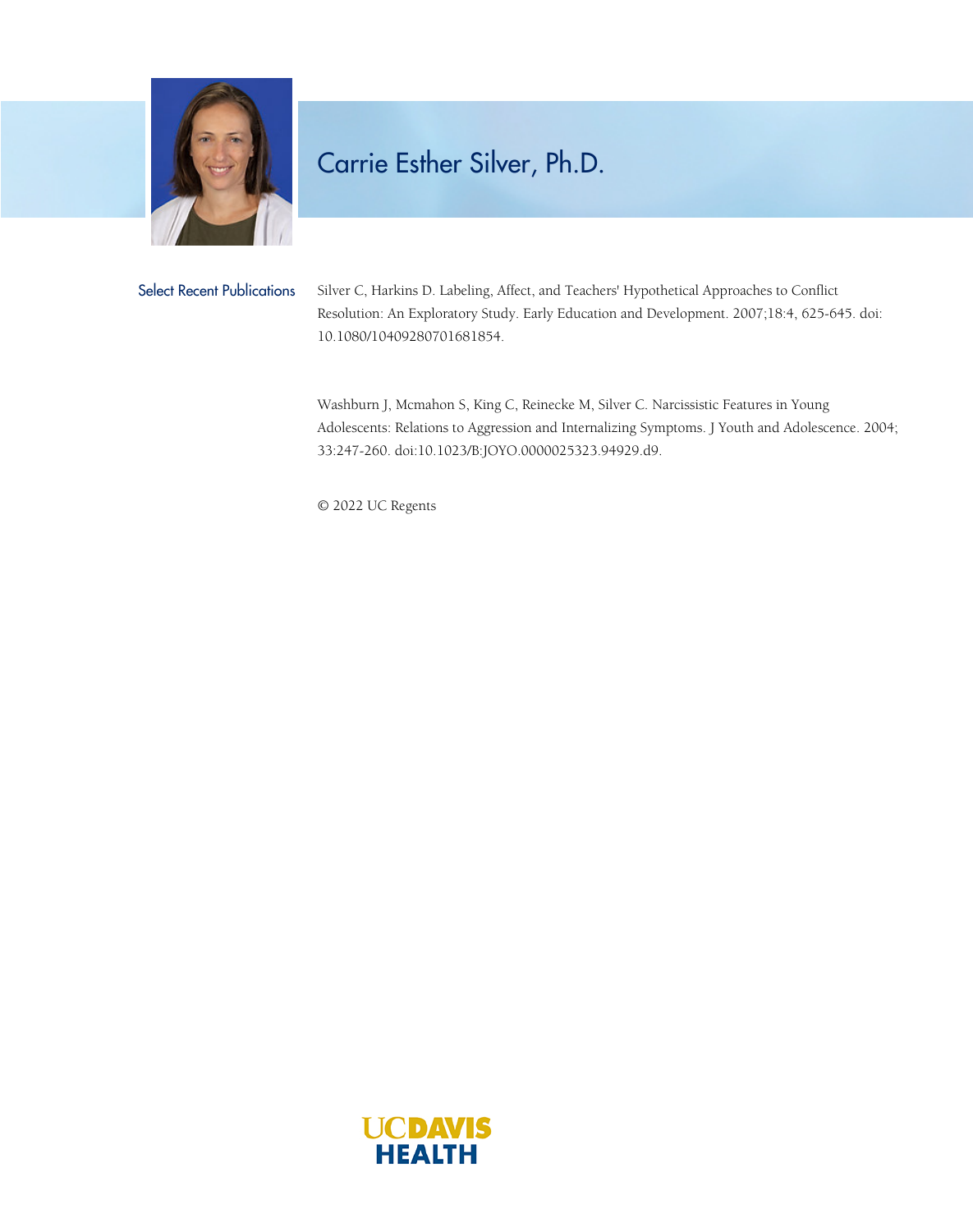# Carrie Esther Silver, Ph.D.

## Select Recent Publications

Silver C, Harkins D. Labeling, Affect, and Teachers' Hypothetical Approaches to Conflict Resolution: An Exploratory Study. Early Education and Development. 2007;18:4, 625-645. doi: 10.1080/10409280701681854.

Washburn J, Mcmahon S, King C, Reinecke M, Silver C. Narcissistic Features in Young Adolescents: Relations to Aggression and Internalizing Symptoms. J Youth and Adolescence. 2004; 33:247-260. doi:10.1023/B:JOYO.0000025323.94929.d9.

© 2022 UC Regents

UCDAVIS HEALTH